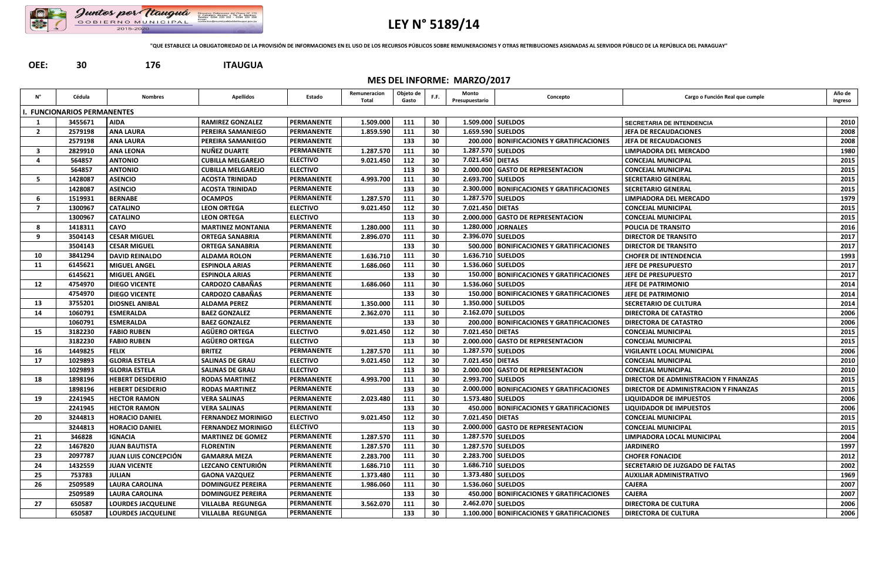# LEY N° 5189/14

"QUE ESTABLECE LA OBLIGATORIEDAD DE LA PROVISIÓN DE INFORMACIONES EN EL USO DE LOS RECURSOS PÚBLICOS SOBRE REMUNERACIONES Y OTRAS RETRIBUCIONES ASIGNADAS AL SERVIDOR PÚBLICO DE LA REPÚBLICA DEL PARAGUAY"

**OEE: 30 176 ITAUGUA**

## MES DEL INFORME: MARZO/2017

| N° | Cédula | Nombres | Apellidos | Estado | Remuneracion Total | Objeto de Gasto | F.F. | Monto Presupuestario | Concepto | Cargo o Función Real que cumple | Año de Ingreso |
|---|---|---|---|---|---|---|---|---|---|---|---|
| **I. FUNCIONARIOS PERMANENTES** | | | | | | | | | | | |
| 1 | 3455671 | AIDA | RAMIREZ GONZALEZ | PERMANENTE | 1.509.000 | 111 | 30 | 1.509.000 | SUELDOS | SECRETARIA DE INTENDENCIA | 2010 |
| 2 | 2579198 | ANA LAURA | PEREIRA SAMANIEGO | PERMANENTE | 1.859.590 | 111 | 30 | 1.659.590 | SUELDOS | JEFA DE RECAUDACIONES | 2008 |
| | 2579198 | ANA LAURA | PEREIRA SAMANIEGO | PERMANENTE | | 133 | 30 | 200.000 | BONIFICACIONES Y GRATIFICACIONES | JEFA DE RECAUDACIONES | 2008 |
| 3 | 2829910 | ANA LEONA | NUÑEZ DUARTE | PERMANENTE | 1.287.570 | 111 | 30 | 1.287.570 | SUELDOS | LIMPIADORA DEL MERCADO | 1980 |
| 4 | 564857 | ANTONIO | CUBILLA MELGAREJO | ELECTIVO | 9.021.450 | 112 | 30 | 7.021.450 | DIETAS | CONCEJAL MUNICIPAL | 2015 |
| | 564857 | ANTONIO | CUBILLA MELGAREJO | ELECTIVO | | 113 | 30 | 2.000.000 | GASTO DE REPRESENTACION | CONCEJAL MUNICIPAL | 2015 |
| 5 | 1428087 | ASENCIO | ACOSTA TRINIDAD | PERMANENTE | 4.993.700 | 111 | 30 | 2.693.700 | SUELDOS | SECRETARIO GENERAL | 2015 |
| | 1428087 | ASENCIO | ACOSTA TRINIDAD | PERMANENTE | | 133 | 30 | 2.300.000 | BONIFICACIONES Y GRATIFICACIONES | SECRETARIO GENERAL | 2015 |
| 6 | 1519931 | BERNABE | OCAMPOS | PERMANENTE | 1.287.570 | 111 | 30 | 1.287.570 | SUELDOS | LIMPIADORA DEL MERCADO | 1979 |
| 7 | 1300967 | CATALINO | LEON ORTEGA | ELECTIVO | 9.021.450 | 112 | 30 | 7.021.450 | DIETAS | CONCEJAL MUNICIPAL | 2015 |
| | 1300967 | CATALINO | LEON ORTEGA | ELECTIVO | | 113 | 30 | 2.000.000 | GASTO DE REPRESENTACION | CONCEJAL MUNICIPAL | 2015 |
| 8 | 1418311 | CAYO | MARTINEZ MONTANIA | PERMANENTE | 1.280.000 | 111 | 30 | 1.280.000 | JORNALES | POLICIA DE TRANSITO | 2016 |
| 9 | 3504143 | CESAR MIGUEL | ORTEGA SANABRIA | PERMANENTE | 2.896.070 | 111 | 30 | 2.396.070 | SUELDOS | DIRECTOR DE TRANSITO | 2017 |
| | 3504143 | CESAR MIGUEL | ORTEGA SANABRIA | PERMANENTE | | 133 | 30 | 500.000 | BONIFICACIONES Y GRATIFICACIONES | DIRECTOR DE TRANSITO | 2017 |
| 10 | 3841294 | DAVID REINALDO | ALDAMA ROLON | PERMANENTE | 1.636.710 | 111 | 30 | 1.636.710 | SUELDOS | CHOFER DE INTENDENCIA | 1993 |
| 11 | 6145621 | MIGUEL ANGEL | ESPINOLA ARIAS | PERMANENTE | 1.686.060 | 111 | 30 | 1.536.060 | SUELDOS | JEFE DE PRESUPUESTO | 2017 |
| | 6145621 | MIGUEL ANGEL | ESPINOLA ARIAS | PERMANENTE | | 133 | 30 | 150.000 | BONIFICACIONES Y GRATIFICACIONES | JEFE DE PRESUPUESTO | 2017 |
| 12 | 4754970 | DIEGO VICENTE | CARDOZO CABAÑAS | PERMANENTE | 1.686.060 | 111 | 30 | 1.536.060 | SUELDOS | JEFE DE PATRIMONIO | 2014 |
| | 4754970 | DIEGO VICENTE | CARDOZO CABAÑAS | PERMANENTE | | 133 | 30 | 150.000 | BONIFICACIONES Y GRATIFICACIONES | JEFE DE PATRIMONIO | 2014 |
| 13 | 3755201 | DIOSNEL ANIBAL | ALDAMA PEREZ | PERMANENTE | 1.350.000 | 111 | 30 | 1.350.000 | SUELDOS | SECRETARIO DE CULTURA | 2014 |
| 14 | 1060791 | ESMERALDA | BAEZ GONZALEZ | PERMANENTE | 2.362.070 | 111 | 30 | 2.162.070 | SUELDOS | DIRECTORA DE CATASTRO | 2006 |
| | 1060791 | ESMERALDA | BAEZ GONZALEZ | PERMANENTE | | 133 | 30 | 200.000 | BONIFICACIONES Y GRATIFICACIONES | DIRECTORA DE CATASTRO | 2006 |
| 15 | 3182230 | FABIO RUBEN | AGÜERO ORTEGA | ELECTIVO | 9.021.450 | 112 | 30 | 7.021.450 | DIETAS | CONCEJAL MUNICIPAL | 2015 |
| | 3182230 | FABIO RUBEN | AGÜERO ORTEGA | ELECTIVO | | 113 | 30 | 2.000.000 | GASTO DE REPRESENTACION | CONCEJAL MUNICIPAL | 2015 |
| 16 | 1449825 | FELIX | BRITEZ | PERMANENTE | 1.287.570 | 111 | 30 | 1.287.570 | SUELDOS | VIGILANTE LOCAL MUNICIPAL | 2006 |
| 17 | 1029893 | GLORIA ESTELA | SALINAS DE GRAU | ELECTIVO | 9.021.450 | 112 | 30 | 7.021.450 | DIETAS | CONCEJAL MUNICIPAL | 2010 |
| | 1029893 | GLORIA ESTELA | SALINAS DE GRAU | ELECTIVO | | 113 | 30 | 2.000.000 | GASTO DE REPRESENTACION | CONCEJAL MUNICIPAL | 2010 |
| 18 | 1898196 | HEBERT DESIDERIO | RODAS MARTINEZ | PERMANENTE | 4.993.700 | 111 | 30 | 2.993.700 | SUELDOS | DIRECTOR DE ADMINISTRACION Y FINANZAS | 2015 |
| | 1898196 | HEBERT DESIDERIO | RODAS MARTINEZ | PERMANENTE | | 133 | 30 | 2.000.000 | BONIFICACIONES Y GRATIFICACIONES | DIRECTOR DE ADMINISTRACION Y FINANZAS | 2015 |
| 19 | 2241945 | HECTOR RAMON | VERA SALINAS | PERMANENTE | 2.023.480 | 111 | 30 | 1.573.480 | SUELDOS | LIQUIDADOR DE IMPUESTOS | 2006 |
| | 2241945 | HECTOR RAMON | VERA SALINAS | PERMANENTE | | 133 | 30 | 450.000 | BONIFICACIONES Y GRATIFICACIONES | LIQUIDADOR DE IMPUESTOS | 2006 |
| 20 | 3244813 | HORACIO DANIEL | FERNANDEZ MORINIGO | ELECTIVO | 9.021.450 | 112 | 30 | 7.021.450 | DIETAS | CONCEJAL MUNICIPAL | 2015 |
| | 3244813 | HORACIO DANIEL | FERNANDEZ MORINIGO | ELECTIVO | | 113 | 30 | 2.000.000 | GASTO DE REPRESENTACION | CONCEJAL MUNICIPAL | 2015 |
| 21 | 346828 | IGNACIA | MARTINEZ DE GOMEZ | PERMANENTE | 1.287.570 | 111 | 30 | 1.287.570 | SUELDOS | LIMPIADORA LOCAL MUNICIPAL | 2004 |
| 22 | 1467820 | JUAN BAUTISTA | FLORENTIN | PERMANENTE | 1.287.570 | 111 | 30 | 1.287.570 | SUELDOS | JARDINERO | 1997 |
| 23 | 2097787 | JUAN LUIS CONCEPCIÓN | GAMARRA MEZA | PERMANENTE | 2.283.700 | 111 | 30 | 2.283.700 | SUELDOS | CHOFER FONACIDE | 2012 |
| 24 | 1432559 | JUAN VICENTE | LEZCANO CENTURIÓN | PERMANENTE | 1.686.710 | 111 | 30 | 1.686.710 | SUELDOS | SECRETARIO DE JUZGADO DE FALTAS | 2002 |
| 25 | 753783 | JULIAN | GAONA VAZQUEZ | PERMANENTE | 1.373.480 | 111 | 30 | 1.373.480 | SUELDOS | AUXILIAR ADMINISTRATIVO | 1969 |
| 26 | 2509589 | LAURA CAROLINA | DOMINGUEZ PEREIRA | PERMANENTE | 1.986.060 | 111 | 30 | 1.536.060 | SUELDOS | CAJERA | 2007 |
| | 2509589 | LAURA CAROLINA | DOMINGUEZ PEREIRA | PERMANENTE | | 133 | 30 | 450.000 | BONIFICACIONES Y GRATIFICACIONES | CAJERA | 2007 |
| 27 | 650587 | LOURDES JACQUELINE | VILLALBA REGUNEGA | PERMANENTE | 3.562.070 | 111 | 30 | 2.462.070 | SUELDOS | DIRECTORA DE CULTURA | 2006 |
| | 650587 | LOURDES JACQUELINE | VILLALBA REGUNEGA | PERMANENTE | | 133 | 30 | 1.100.000 | BONIFICACIONES Y GRATIFICACIONES | DIRECTORA DE CULTURA | 2006 |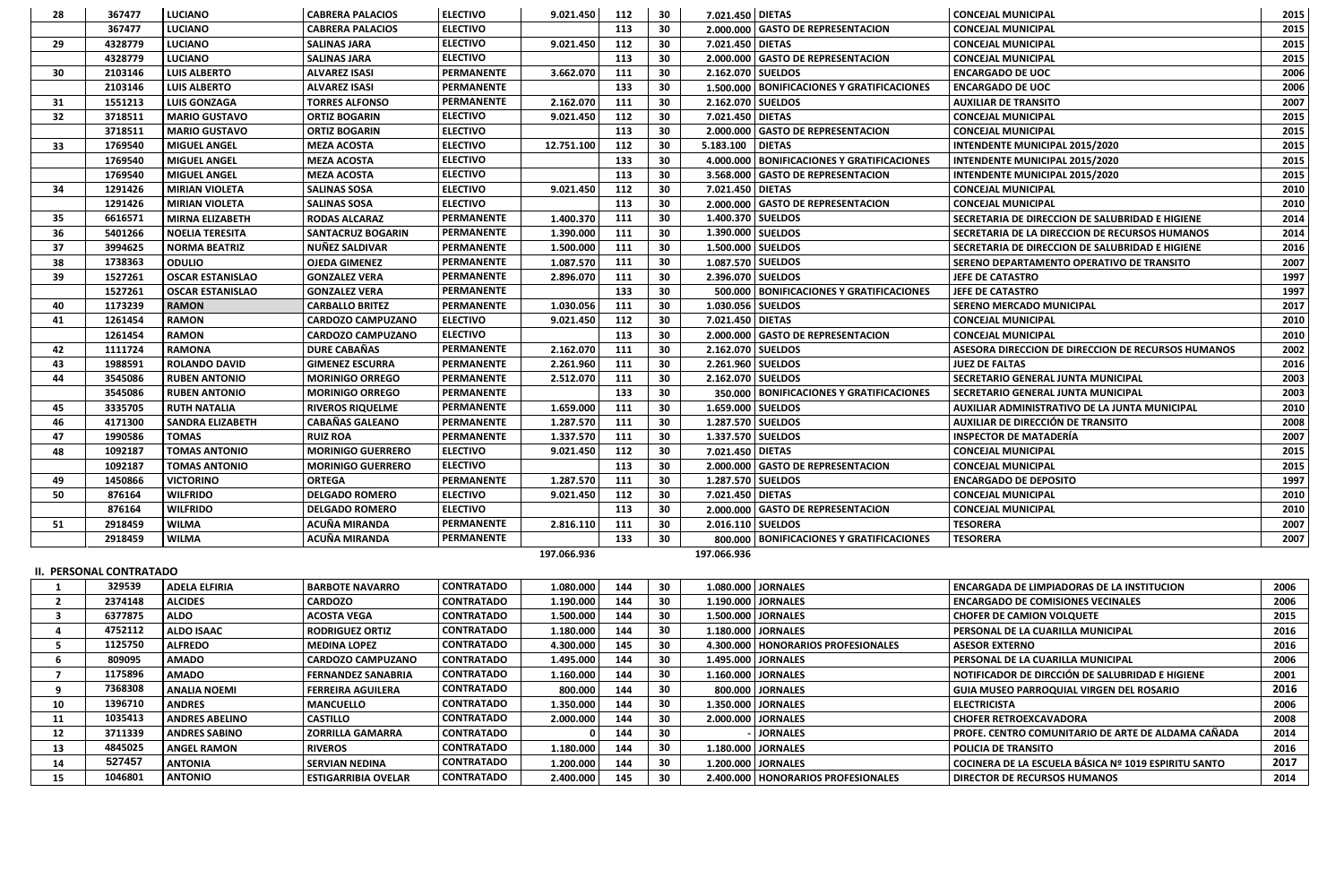| 28 | 367477 | LUCIANO | CABRERA PALACIOS | ELECTIVO | 9.021.450 | 112 | 30 | 7.021.450 | DIETAS | CONCEJAL MUNICIPAL | 2015 |
|---|---|---|---|---|---|---|---|---|---|---|---|
| | 367477 | LUCIANO | CABRERA PALACIOS | ELECTIVO | | 113 | 30 | 2.000.000 | GASTO DE REPRESENTACION | CONCEJAL MUNICIPAL | 2015 |
| 29 | 4328779 | LUCIANO | SALINAS JARA | ELECTIVO | 9.021.450 | 112 | 30 | 7.021.450 | DIETAS | CONCEJAL MUNICIPAL | 2015 |
| | 4328779 | LUCIANO | SALINAS JARA | ELECTIVO | | 113 | 30 | 2.000.000 | GASTO DE REPRESENTACION | CONCEJAL MUNICIPAL | 2015 |
| 30 | 2103146 | LUIS ALBERTO | ALVAREZ ISASI | PERMANENTE | 3.662.070 | 111 | 30 | 2.162.070 | SUELDOS | ENCARGADO DE UOC | 2006 |
| | 2103146 | LUIS ALBERTO | ALVAREZ ISASI | PERMANENTE | | 133 | 30 | 1.500.000 | BONIFICACIONES Y GRATIFICACIONES | ENCARGADO DE UOC | 2006 |
| 31 | 1551213 | LUIS GONZAGA | TORRES ALFONSO | PERMANENTE | 2.162.070 | 111 | 30 | 2.162.070 | SUELDOS | AUXILIAR DE TRANSITO | 2007 |
| 32 | 3718511 | MARIO GUSTAVO | ORTIZ BOGARIN | ELECTIVO | 9.021.450 | 112 | 30 | 7.021.450 | DIETAS | CONCEJAL MUNICIPAL | 2015 |
| | 3718511 | MARIO GUSTAVO | ORTIZ BOGARIN | ELECTIVO | | 113 | 30 | 2.000.000 | GASTO DE REPRESENTACION | CONCEJAL MUNICIPAL | 2015 |
| 33 | 1769540 | MIGUEL ANGEL | MEZA ACOSTA | ELECTIVO | 12.751.100 | 112 | 30 | 5.183.100 | DIETAS | INTENDENTE MUNICIPAL 2015/2020 | 2015 |
| | 1769540 | MIGUEL ANGEL | MEZA ACOSTA | ELECTIVO | | 133 | 30 | 4.000.000 | BONIFICACIONES Y GRATIFICACIONES | INTENDENTE MUNICIPAL 2015/2020 | 2015 |
| | 1769540 | MIGUEL ANGEL | MEZA ACOSTA | ELECTIVO | | 113 | 30 | 3.568.000 | GASTO DE REPRESENTACION | INTENDENTE MUNICIPAL 2015/2020 | 2015 |
| 34 | 1291426 | MIRIAN VIOLETA | SALINAS SOSA | ELECTIVO | 9.021.450 | 112 | 30 | 7.021.450 | DIETAS | CONCEJAL MUNICIPAL | 2010 |
| | 1291426 | MIRIAN VIOLETA | SALINAS SOSA | ELECTIVO | | 113 | 30 | 2.000.000 | GASTO DE REPRESENTACION | CONCEJAL MUNICIPAL | 2010 |
| 35 | 6616571 | MIRNA ELIZABETH | RODAS ALCARAZ | PERMANENTE | 1.400.370 | 111 | 30 | 1.400.370 | SUELDOS | SECRETARIA DE DIRECCION DE SALUBRIDAD E HIGIENE | 2014 |
| 36 | 5401266 | NOELIA TERESITA | SANTACRUZ BOGARIN | PERMANENTE | 1.390.000 | 111 | 30 | 1.390.000 | SUELDOS | SECRETARIA DE LA DIRECCION DE RECURSOS HUMANOS | 2014 |
| 37 | 3994625 | NORMA BEATRIZ | NUÑEZ SALDIVAR | PERMANENTE | 1.500.000 | 111 | 30 | 1.500.000 | SUELDOS | SECRETARIA DE DIRECCION DE SALUBRIDAD E HIGIENE | 2016 |
| 38 | 1738363 | ODULIO | OJEDA GIMENEZ | PERMANENTE | 1.087.570 | 111 | 30 | 1.087.570 | SUELDOS | SERENO DEPARTAMENTO OPERATIVO DE TRANSITO | 2007 |
| 39 | 1527261 | OSCAR ESTANISLAO | GONZALEZ VERA | PERMANENTE | 2.896.070 | 111 | 30 | 2.396.070 | SUELDOS | JEFE DE CATASTRO | 1997 |
| | 1527261 | OSCAR ESTANISLAO | GONZALEZ VERA | PERMANENTE | | 133 | 30 | 500.000 | BONIFICACIONES Y GRATIFICACIONES | JEFE DE CATASTRO | 1997 |
| 40 | 1173239 | RAMON | CARBALLO BRITEZ | PERMANENTE | 1.030.056 | 111 | 30 | 1.030.056 | SUELDOS | SERENO MERCADO MUNICIPAL | 2017 |
| 41 | 1261454 | RAMON | CARDOZO CAMPUZANO | ELECTIVO | 9.021.450 | 112 | 30 | 7.021.450 | DIETAS | CONCEJAL MUNICIPAL | 2010 |
| | 1261454 | RAMON | CARDOZO CAMPUZANO | ELECTIVO | | 113 | 30 | 2.000.000 | GASTO DE REPRESENTACION | CONCEJAL MUNICIPAL | 2010 |
| 42 | 1111724 | RAMONA | DURE CABAÑAS | PERMANENTE | 2.162.070 | 111 | 30 | 2.162.070 | SUELDOS | ASESORA DIRECCION DE DIRECCION DE RECURSOS HUMANOS | 2002 |
| 43 | 1988591 | ROLANDO DAVID | GIMENEZ ESCURRA | PERMANENTE | 2.261.960 | 111 | 30 | 2.261.960 | SUELDOS | JUEZ DE FALTAS | 2016 |
| 44 | 3545086 | RUBEN ANTONIO | MORINIGO ORREGO | PERMANENTE | 2.512.070 | 111 | 30 | 2.162.070 | SUELDOS | SECRETARIO GENERAL JUNTA MUNICIPAL | 2003 |
| | 3545086 | RUBEN ANTONIO | MORINIGO ORREGO | PERMANENTE | | 133 | 30 | 350.000 | BONIFICACIONES Y GRATIFICACIONES | SECRETARIO GENERAL JUNTA MUNICIPAL | 2003 |
| 45 | 3335705 | RUTH NATALIA | RIVEROS RIQUELME | PERMANENTE | 1.659.000 | 111 | 30 | 1.659.000 | SUELDOS | AUXILIAR ADMINISTRATIVO DE LA JUNTA MUNICIPAL | 2010 |
| 46 | 4171300 | SANDRA ELIZABETH | CABAÑAS GALEANO | PERMANENTE | 1.287.570 | 111 | 30 | 1.287.570 | SUELDOS | AUXILIAR DE DIRECCIÓN DE TRANSITO | 2008 |
| 47 | 1990586 | TOMAS | RUIZ ROA | PERMANENTE | 1.337.570 | 111 | 30 | 1.337.570 | SUELDOS | INSPECTOR DE MATADERÍA | 2007 |
| 48 | 1092187 | TOMAS ANTONIO | MORINIGO GUERRERO | ELECTIVO | 9.021.450 | 112 | 30 | 7.021.450 | DIETAS | CONCEJAL MUNICIPAL | 2015 |
| | 1092187 | TOMAS ANTONIO | MORINIGO GUERRERO | ELECTIVO | | 113 | 30 | 2.000.000 | GASTO DE REPRESENTACION | CONCEJAL MUNICIPAL | 2015 |
| 49 | 1450866 | VICTORINO | ORTEGA | PERMANENTE | 1.287.570 | 111 | 30 | 1.287.570 | SUELDOS | ENCARGADO DE DEPOSITO | 1997 |
| 50 | 876164 | WILFRIDO | DELGADO ROMERO | ELECTIVO | 9.021.450 | 112 | 30 | 7.021.450 | DIETAS | CONCEJAL MUNICIPAL | 2010 |
| | 876164 | WILFRIDO | DELGADO ROMERO | ELECTIVO | | 113 | 30 | 2.000.000 | GASTO DE REPRESENTACION | CONCEJAL MUNICIPAL | 2010 |
| 51 | 2918459 | WILMA | ACUÑA MIRANDA | PERMANENTE | 2.816.110 | 111 | 30 | 2.016.110 | SUELDOS | TESORERA | 2007 |
| | 2918459 | WILMA | ACUÑA MIRANDA | PERMANENTE | | 133 | 30 | 800.000 | BONIFICACIONES Y GRATIFICACIONES | TESORERA | 2007 |
| | | | | | 197.066.936 | | | 197.066.936 | | | |

**II. PERSONAL CONTRATADO**

| 1 | 329539 | ADELA ELFIRIA | BARBOTE NAVARRO | CONTRATADO | 1.080.000 | 144 | 30 | 1.080.000 | JORNALES | ENCARGADA DE LIMPIADORAS DE LA INSTITUCION | 2006 |
|---|---|---|---|---|---|---|---|---|---|---|---|
| 2 | 2374148 | ALCIDES | CARDOZO | CONTRATADO | 1.190.000 | 144 | 30 | 1.190.000 | JORNALES | ENCARGADO DE COMISIONES VECINALES | 2006 |
| 3 | 6377875 | ALDO | ACOSTA VEGA | CONTRATADO | 1.500.000 | 144 | 30 | 1.500.000 | JORNALES | CHOFER DE CAMION VOLQUETE | 2015 |
| 4 | 4752112 | ALDO ISAAC | RODRIGUEZ ORTIZ | CONTRATADO | 1.180.000 | 144 | 30 | 1.180.000 | JORNALES | PERSONAL DE LA CUARILLA MUNICIPAL | 2016 |
| 5 | 1125750 | ALFREDO | MEDINA LOPEZ | CONTRATADO | 4.300.000 | 145 | 30 | 4.300.000 | HONORARIOS PROFESIONALES | ASESOR EXTERNO | 2016 |
| 6 | 809095 | AMADO | CARDOZO CAMPUZANO | CONTRATADO | 1.495.000 | 144 | 30 | 1.495.000 | JORNALES | PERSONAL DE LA CUARILLA MUNICIPAL | 2006 |
| 7 | 1175896 | AMADO | FERNANDEZ SANABRIA | CONTRATADO | 1.160.000 | 144 | 30 | 1.160.000 | JORNALES | NOTIFICADOR DE DIRCCIÓN DE SALUBRIDAD E HIGIENE | 2001 |
| 9 | 7368308 | ANALIA NOEMI | FERREIRA AGUILERA | CONTRATADO | 800.000 | 144 | 30 | 800.000 | JORNALES | GUIA MUSEO PARROQUIAL VIRGEN DEL ROSARIO | 2016 |
| 10 | 1396710 | ANDRES | MANCUELLO | CONTRATADO | 1.350.000 | 144 | 30 | 1.350.000 | JORNALES | ELECTRICISTA | 2006 |
| 11 | 1035413 | ANDRES ABELINO | CASTILLO | CONTRATADO | 2.000.000 | 144 | 30 | 2.000.000 | JORNALES | CHOFER RETROEXCAVADORA | 2008 |
| 12 | 3711339 | ANDRES SABINO | ZORRILLA GAMARRA | CONTRATADO | 0 | 144 | 30 | - | JORNALES | PROFE. CENTRO COMUNITARIO DE ARTE DE ALDAMA CAÑADA | 2014 |
| 13 | 4845025 | ANGEL RAMON | RIVEROS | CONTRATADO | 1.180.000 | 144 | 30 | 1.180.000 | JORNALES | POLICIA DE TRANSITO | 2016 |
| 14 | 527457 | ANTONIA | SERVIAN NEDINA | CONTRATADO | 1.200.000 | 144 | 30 | 1.200.000 | JORNALES | COCINERA DE LA ESCUELA BÁSICA Nº 1019 ESPIRITU SANTO | 2017 |
| 15 | 1046801 | ANTONIO | ESTIGARRIBIA OVELAR | CONTRATADO | 2.400.000 | 145 | 30 | 2.400.000 | HONORARIOS PROFESIONALES | DIRECTOR DE RECURSOS HUMANOS | 2014 |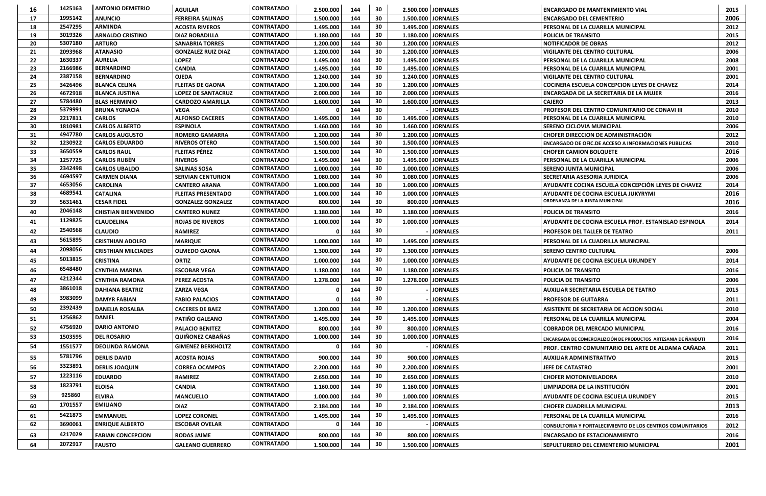| 16 | 1425163 | ANTONIO DEMETRIO | AGUILAR | CONTRATADO | 2.500.000 | 144 | 30 | 2.500.000 | JORNALES | ENCARGADO DE MANTENIMIENTO VIAL | 2015 |
|---|---|---|---|---|---|---|---|---|---|---|---|
| 17 | 1995142 | ANUNCIO | FERREIRA SALINAS | CONTRATADO | 1.500.000 | 144 | 30 | 1.500.000 | JORNALES | ENCARGADO DEL CEMENTERIO | 2006 |
| 18 | 2547295 | ARMINDA | ACOSTA RIVEROS | CONTRATADO | 1.495.000 | 144 | 30 | 1.495.000 | JORNALES | PERSONAL DE LA CUARILLA MUNICIPAL | 2012 |
| 19 | 3019326 | ARNALDO CRISTINO | DIAZ BOBADILLA | CONTRATADO | 1.180.000 | 144 | 30 | 1.180.000 | JORNALES | POLICIA DE TRANSITO | 2015 |
| 20 | 5307180 | ARTURO | SANABRIA TORRES | CONTRATADO | 1.200.000 | 144 | 30 | 1.200.000 | JORNALES | NOTIFICADOR DE OBRAS | 2012 |
| 21 | 2093968 | ATANASIO | GONZALEZ RUIZ DIAZ | CONTRATADO | 1.200.000 | 144 | 30 | 1.200.000 | JORNALES | VIGILANTE DEL CENTRO CULTURAL | 2006 |
| 22 | 1630337 | AURELIA | LOPEZ | CONTRATADO | 1.495.000 | 144 | 30 | 1.495.000 | JORNALES | PERSONAL DE LA CUARILLA MUNICIPAL | 2008 |
| 23 | 2166986 | BERNARDINO | CANDIA | CONTRATADO | 1.495.000 | 144 | 30 | 1.495.000 | JORNALES | PERSONAL DE LA CUARILLA MUNICIPAL | 2001 |
| 24 | 2387158 | BERNARDINO | OJEDA | CONTRATADO | 1.240.000 | 144 | 30 | 1.240.000 | JORNALES | VIGILANTE DEL CENTRO CULTURAL | 2001 |
| 25 | 3426496 | BLANCA CELINA | FLEITAS DE GAONA | CONTRATADO | 1.200.000 | 144 | 30 | 1.200.000 | JORNALES | COCINERA ESCUELA CONCEPCION LEYES DE CHAVEZ | 2014 |
| 26 | 4672918 | BLANCA JUSTINA | LOPEZ DE SANTACRUZ | CONTRATADO | 2.000.000 | 144 | 30 | 2.000.000 | JORNALES | ENCARGADA DE LA SECRETARIA DE LA MUJER | 2016 |
| 27 | 5784480 | BLAS HERMINIO | CARDOZO AMARILLA | CONTRATADO | 1.600.000 | 144 | 30 | 1.600.000 | JORNALES | CAJERO | 2013 |
| 28 | 5379991 | BRUNA YGNACIA | VEGA | CONTRATADO | 0 | 144 | 30 | - | JORNALES | PROFESOR DEL CENTRO COMUNITARIO DE CONAVI III | 2010 |
| 29 | 2217811 | CARLOS | ALFONSO CACERES | CONTRATADO | 1.495.000 | 144 | 30 | 1.495.000 | JORNALES | PERSONAL DE LA CUARILLA MUNICIPAL | 2010 |
| 30 | 1810981 | CARLOS ALBERTO | ESPINOLA | CONTRATADO | 1.460.000 | 144 | 30 | 1.460.000 | JORNALES | SERENO CICLOVIA MUNICIPAL | 2006 |
| 31 | 4947780 | CARLOS AUGUSTO | ROMERO GAMARRA | CONTRATADO | 1.200.000 | 144 | 30 | 1.200.000 | JORNALES | CHOFER DIRECCION DE ADMINISTRACIÓN | 2012 |
| 32 | 1230922 | CARLOS EDUARDO | RIVEROS OTERO | CONTRATADO | 1.500.000 | 144 | 30 | 1.500.000 | JORNALES | ENCARGADO DE OFIC.DE ACCESO A INFORMACIONES PUBLICAS | 2010 |
| 33 | 3650559 | CARLOS RAUL | FLEITAS PÉREZ | CONTRATADO | 1.500.000 | 144 | 30 | 1.500.000 | JORNALES | CHOFER CAMION BOLQUETE | 2016 |
| 34 | 1257725 | CARLOS RUBÉN | RIVEROS | CONTRATADO | 1.495.000 | 144 | 30 | 1.495.000 | JORNALES | PERSONAL DE LA CUARILLA MUNICIPAL | 2006 |
| 35 | 2342498 | CARLOS UBALDO | SALINAS SOSA | CONTRATADO | 1.000.000 | 144 | 30 | 1.000.000 | JORNALES | SERENO JUNTA MUNICIPAL | 2006 |
| 36 | 4694597 | CARMEN DIANA | SERVIAN CENTURION | CONTRATADO | 1.080.000 | 144 | 30 | 1.080.000 | JORNALES | SECRETARIA ASESORIA JURIDICA | 2006 |
| 37 | 4653056 | CAROLINA | CANTERO ARANA | CONTRATADO | 1.000.000 | 144 | 30 | 1.000.000 | JORNALES | AYUDANTE COCINA ESCUELA CONCEPCIÓN LEYES DE CHAVEZ | 2014 |
| 38 | 4689541 | CATALINA | FLEITAS PRESENTADO | CONTRATADO | 1.000.000 | 144 | 30 | 1.000.000 | JORNALES | AYUDANTE DE COCINA ESCUELA JUKYRYMI | 2016 |
| 39 | 5631461 | CESAR FIDEL | GONZALEZ GONZALEZ | CONTRATADO | 800.000 | 144 | 30 | 800.000 | JORNALES | ORDENANZA DE LA JUNTA MUNICIPAL | 2016 |
| 40 | 2046148 | CHISTIAN BIENVENIDO | CANTERO NUNEZ | CONTRATADO | 1.180.000 | 144 | 30 | 1.180.000 | JORNALES | POLICIA DE TRANSITO | 2016 |
| 41 | 1129825 | CLAUDELINA | ROJAS DE RIVEROS | CONTRATADO | 1.000.000 | 144 | 30 | 1.000.000 | JORNALES | AYUDANTE DE COCINA ESCUELA PROF. ESTANISLAO ESPINOLA | 2014 |
| 42 | 2540568 | CLAUDIO | RAMIREZ | CONTRATADO | 0 | 144 | 30 | - | JORNALES | PROFESOR DEL TALLER DE TEATRO | 2011 |
| 43 | 5615895 | CRISTHIAN ADOLFO | MARIQUE | CONTRATADO | 1.000.000 | 144 | 30 | 1.495.000 | JORNALES | PERSONAL DE LA CUADRILLA MUNICIPAL | |
| 44 | 2098056 | CRISTHIAN MILCIADES | OLMEDO GAONA | CONTRATADO | 1.300.000 | 144 | 30 | 1.300.000 | JORNALES | SERENO CENTRO CULTURAL | 2006 |
| 45 | 5013815 | CRISTINA | ORTIZ | CONTRATADO | 1.000.000 | 144 | 30 | 1.000.000 | JORNALES | AYUDANTE DE COCINA ESCUELA URUNDE'Y | 2014 |
| 46 | 6548480 | CYNTHIA MARINA | ESCOBAR VEGA | CONTRATADO | 1.180.000 | 144 | 30 | 1.180.000 | JORNALES | POLICIA DE TRANSITO | 2016 |
| 47 | 4212344 | CYNTHIA RAMONA | PEREZ ACOSTA | CONTRATADO | 1.278.000 | 144 | 30 | 1.278.000 | JORNALES | POLICIA DE TRANSITO | 2006 |
| 48 | 3861018 | DAHIANA BEATRIZ | ZARZA VEGA | CONTRATADO | 0 | 144 | 30 | - | JORNALES | AUXILIAR SECRETARIA ESCUELA DE TEATRO | 2015 |
| 49 | 3983099 | DAMYR FABIAN | FABIO PALACIOS | CONTRATADO | 0 | 144 | 30 | - | JORNALES | PROFESOR DE GUITARRA | 2011 |
| 50 | 2392439 | DANELIA ROSALBA | CACERES DE BAEZ | CONTRATADO | 1.200.000 | 144 | 30 | 1.200.000 | JORNALES | ASISTENTE DE SECRETARIA DE ACCION SOCIAL | 2010 |
| 51 | 1256862 | DANIEL | PATIÑO GALEANO | CONTRATADO | 1.495.000 | 144 | 30 | 1.495.000 | JORNALES | PERSONAL DE LA CUARILLA MUNICIPAL | 2004 |
| 52 | 4756920 | DARIO ANTONIO | PALACIO BENITEZ | CONTRATADO | 800.000 | 144 | 30 | 800.000 | JORNALES | COBRADOR DEL MERCADO MUNICIPAL | 2016 |
| 53 | 1503595 | DEL ROSARIO | QUIÑONEZ CABAÑAS | CONTRATADO | 1.000.000 | 144 | 30 | 1.000.000 | JORNALES | ENCARGADA DE COMERCIALIZCIÓN DE PRODUCTOS ARTESANIA DE ÑANDUTI | 2016 |
| 54 | 1551577 | DEOLINDA RAMONA | GIMENEZ BERKHOLTZ | CONTRATADO | 0 | 144 | 30 | - | JORNALES | PROF. CENTRO COMUNITARIO DEL ARTE DE ALDAMA CAÑADA | 2011 |
| 55 | 5781796 | DERLIS DAVID | ACOSTA ROJAS | CONTRATADO | 900.000 | 144 | 30 | 900.000 | JORNALES | AUXILIAR ADMINISTRATIVO | 2015 |
| 56 | 3323891 | DERLIS JOAQUIN | CORREA OCAMPOS | CONTRATADO | 2.200.000 | 144 | 30 | 2.200.000 | JORNALES | JEFE DE CATASTRO | 2001 |
| 57 | 1223116 | EDUARDO | RAMIREZ | CONTRATADO | 2.650.000 | 144 | 30 | 2.650.000 | JORNALES | CHOFER MOTONIVELADORA | 2010 |
| 58 | 1823791 | ELOISA | CANDIA | CONTRATADO | 1.160.000 | 144 | 30 | 1.160.000 | JORNALES | LIMPIADORA DE LA INSTITUCIÓN | 2001 |
| 59 | 925860 | ELVIRA | MANCUELLO | CONTRATADO | 1.000.000 | 144 | 30 | 1.000.000 | JORNALES | AYUDANTE DE COCINA ESCUELA URUNDE'Y | 2015 |
| 60 | 1701557 | EMILIANO | DIAZ | CONTRATADO | 2.184.000 | 144 | 30 | 2.184.000 | JORNALES | CHOFER CUADRILLA MUNICIPAL | 2013 |
| 61 | 5421873 | EMMANUEL | LOPEZ CORONEL | CONTRATADO | 1.495.000 | 144 | 30 | 1.495.000 | JORNALES | PERSONAL DE LA CUARILLA MUNICIPAL | 2016 |
| 62 | 3690061 | ENRIQUE ALBERTO | ESCOBAR OVELAR | CONTRATADO | 0 | 144 | 30 | - | JORNALES | CONSULTORIA Y FORTALECIMIENTO DE LOS CENTROS COMUNITARIOS | 2012 |
| 63 | 4217029 | FABIAN CONCEPCION | RODAS JAIME | CONTRATADO | 800.000 | 144 | 30 | 800.000 | JORNALES | ENCARGADO DE ESTACIONAMIENTO | 2016 |
| 64 | 2072917 | FAUSTO | GALEANO GUERRERO | CONTRATADO | 1.500.000 | 144 | 30 | 1.500.000 | JORNALES | SEPULTURERO DEL CEMENTERIO MUNICIPAL | 2001 |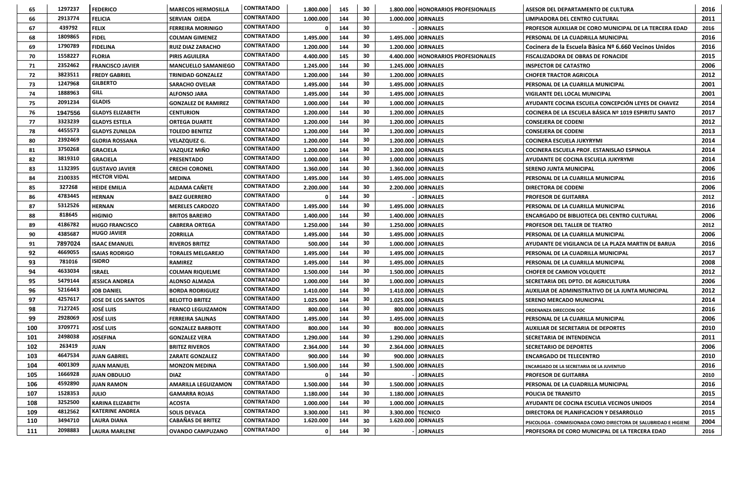| 65 | 1297237 | FEDERICO | MARECOS HERMOSILLA | CONTRATADO | 1.800.000 | 145 | 30 | 1.800.000 | HONORARIOS PROFESIONALES | ASESOR DEL DEPARTAMENTO DE CULTURA | 2016 |
|---|---|---|---|---|---|---|---|---|---|---|---|
| 66 | 2913774 | FELICIA | SERVIAN OJEDA | CONTRATADO | 1.000.000 | 144 | 30 | 1.000.000 | JORNALES | LIMPIADORA DEL CENTRO CULTURAL | 2011 |
| 67 | 439792 | FELIX | FERREIRA MORINIGO | CONTRATADO | 0 | 144 | 30 | - | JORNALES | PROFESOR AUXILIAR DE CORO MUNICIPAL DE LA TERCERA EDAD | 2016 |
| 68 | 1809865 | FIDEL | COLMAN GIMENEZ | CONTRATADO | 1.495.000 | 144 | 30 | 1.495.000 | JORNALES | PERSONAL DE LA CUADRILLA MUNICIPAL | 2016 |
| 69 | 1790789 | FIDELINA | RUIZ DIAZ ZARACHO | CONTRATADO | 1.200.000 | 144 | 30 | 1.200.000 | JORNALES | Cocinera de la Escuela Bàsica Nº 6.660 Vecinos Unidos | 2016 |
| 70 | 1558227 | FLORIA | PIRIS AGUILERA | CONTRATADO | 4.400.000 | 145 | 30 | 4.400.000 | HONORARIOS PROFESIONALES | FISCALIZADORA DE OBRAS DE FONACIDE | 2015 |
| 71 | 2352462 | FRANCISCO JAVIER | MANCUELLO SAMANIEGO | CONTRATADO | 1.245.000 | 144 | 30 | 1.245.000 | JORNALES | INSPECTOR DE CATASTRO | 2006 |
| 72 | 3823511 | FREDY GABRIEL | TRINIDAD GONZALEZ | CONTRATADO | 1.200.000 | 144 | 30 | 1.200.000 | JORNALES | CHOFER TRACTOR AGRICOLA | 2012 |
| 73 | 1247968 | GILBERTO | SARACHO OVELAR | CONTRATADO | 1.495.000 | 144 | 30 | 1.495.000 | JORNALES | PERSONAL DE LA CUARILLA MUNICIPAL | 2001 |
| 74 | 1888963 | GILL | ALFONSO JARA | CONTRATADO | 1.495.000 | 144 | 30 | 1.495.000 | JORNALES | VIGILANTE DEL LOCAL MUNICIPAL | 2001 |
| 75 | 2091234 | GLADIS | GONZALEZ DE RAMIREZ | CONTRATADO | 1.000.000 | 144 | 30 | 1.000.000 | JORNALES | AYUDANTE COCINA ESCUELA CONCEPCIÓN LEYES DE CHAVEZ | 2014 |
| 76 | 1947556 | GLADYS ELIZABETH | CENTURION | CONTRATADO | 1.200.000 | 144 | 30 | 1.200.000 | JORNALES | COCINERA DE LA ESCUELA BÁSICA Nº 1019 ESPIRITU SANTO | 2017 |
| 77 | 3323239 | GLADYS ESTELA | ORTEGA DUARTE | CONTRATADO | 1.200.000 | 144 | 30 | 1.200.000 | JORNALES | CONSEJERA DE CODENI | 2012 |
| 78 | 4455573 | GLADYS ZUNILDA | TOLEDO BENITEZ | CONTRATADO | 1.200.000 | 144 | 30 | 1.200.000 | JORNALES | CONSEJERA DE CODENI | 2013 |
| 80 | 2392469 | GLORIA ROSSANA | VELAZQUEZ G. | CONTRATADO | 1.200.000 | 144 | 30 | 1.200.000 | JORNALES | COCINERA ESCUELA JUKYRYMI | 2014 |
| 81 | 3750268 | GRACIELA | VAZQUEZ MIÑO | CONTRATADO | 1.200.000 | 144 | 30 | 1.200.000 | JORNALES | COCINERA ESCUELA PROF. ESTANISLAO ESPINOLA | 2014 |
| 82 | 3819310 | GRACIELA | PRESENTADO | CONTRATADO | 1.000.000 | 144 | 30 | 1.000.000 | JORNALES | AYUDANTE DE COCINA ESCUELA JUKYRYMI | 2014 |
| 83 | 1132395 | GUSTAVO JAVIER | CRECHI CORONEL | CONTRATADO | 1.360.000 | 144 | 30 | 1.360.000 | JORNALES | SERENO JUNTA MUNICIPAL | 2006 |
| 84 | 2100335 | HECTOR VIDAL | MEDINA | CONTRATADO | 1.495.000 | 144 | 30 | 1.495.000 | JORNALES | PERSONAL DE LA CUARILLA MUNICIPAL | 2016 |
| 85 | 327268 | HEIDE EMILIA | ALDAMA CAÑETE | CONTRATADO | 2.200.000 | 144 | 30 | 2.200.000 | JORNALES | DIRECTORA DE CODENI | 2006 |
| 86 | 4783445 | HERNAN | BAEZ GUERRERO | CONTRATADO | 0 | 144 | 30 | - | JORNALES | PROFESOR DE GUITARRA | 2012 |
| 87 | 5312526 | HERNAN | MERELES CARDOZO | CONTRATADO | 1.495.000 | 144 | 30 | 1.495.000 | JORNALES | PERSONAL DE LA CUARILLA MUNICIPAL | 2016 |
| 88 | 818645 | HIGINIO | BRITOS BAREIRO | CONTRATADO | 1.400.000 | 144 | 30 | 1.400.000 | JORNALES | ENCARGADO DE BIBLIOTECA DEL CENTRO CULTURAL | 2006 |
| 89 | 4186782 | HUGO FRANCISCO | CABRERA ORTEGA | CONTRATADO | 1.250.000 | 144 | 30 | 1.250.000 | JORNALES | PROFESOR DEL TALLER DE TEATRO | 2012 |
| 90 | 4385687 | HUGO JAVIER | ZORRILLA | CONTRATADO | 1.495.000 | 144 | 30 | 1.495.000 | JORNALES | PERSONAL DE LA CUARILLA MUNICIPAL | 2006 |
| 91 | 7897024 | ISAAC EMANUEL | RIVEROS BRITEZ | CONTRATADO | 500.000 | 144 | 30 | 1.000.000 | JORNALES | AYUDANTE DE VIGILANCIA DE LA PLAZA MARTIN DE BARUA | 2016 |
| 92 | 4669055 | ISAIAS RODRIGO | TORALES MELGAREJO | CONTRATADO | 1.495.000 | 144 | 30 | 1.495.000 | JORNALES | PERSONAL DE LA CUADRILLA MUNICIPAL | 2017 |
| 93 | 781016 | ISIDRO | RAMIREZ | CONTRATADO | 1.495.000 | 144 | 30 | 1.495.000 | JORNALES | PERSONAL DE LA CUARILLA MUNICIPAL | 2008 |
| 94 | 4633034 | ISRAEL | COLMAN RIQUELME | CONTRATADO | 1.500.000 | 144 | 30 | 1.500.000 | JORNALES | CHOFER DE CAMION VOLQUETE | 2012 |
| 95 | 5479144 | JESSICA ANDREA | ALONSO ALMADA | CONTRATADO | 1.000.000 | 144 | 30 | 1.000.000 | JORNALES | SECRETARIA DEL DPTO. DE AGRICULTURA | 2006 |
| 96 | 5216443 | JOB DANIEL | BORDA RODRIGUEZ | CONTRATADO | 1.410.000 | 144 | 30 | 1.410.000 | JORNALES | AUXILIAR DE ADMINISTRATIVO DE LA JUNTA MUNICIPAL | 2012 |
| 97 | 4257617 | JOSE DE LOS SANTOS | BELOTTO BRITEZ | CONTRATADO | 1.025.000 | 144 | 30 | 1.025.000 | JORNALES | SERENO MERCADO MUNICIPAL | 2014 |
| 98 | 7127245 | JOSÉ LUIS | FRANCO LEGUIZAMON | CONTRATADO | 800.000 | 144 | 30 | 800.000 | JORNALES | ORDENANZA DIRECCION DOC | 2016 |
| 99 | 2928069 | JOSÉ LUIS | FERREIRA SALINAS | CONTRATADO | 1.495.000 | 144 | 30 | 1.495.000 | JORNALES | PERSONAL DE LA CUARILLA MUNICIPAL | 2006 |
| 100 | 3709771 | JOSÉ LUIS | GONZALEZ BARBOTE | CONTRATADO | 800.000 | 144 | 30 | 800.000 | JORNALES | AUXILIAR DE SECRETARIA DE DEPORTES | 2010 |
| 101 | 2498038 | JOSEFINA | GONZALEZ VERA | CONTRATADO | 1.290.000 | 144 | 30 | 1.290.000 | JORNALES | SECRETARIA DE INTENDENCIA | 2011 |
| 102 | 263419 | JUAN | BRITEZ RIVEROS | CONTRATADO | 2.364.000 | 144 | 30 | 2.364.000 | JORNALES | SECRETARIO DE DEPORTES | 2006 |
| 103 | 4647534 | JUAN GABRIEL | ZARATE GONZALEZ | CONTRATADO | 900.000 | 144 | 30 | 900.000 | JORNALES | ENCARGADO DE TELECENTRO | 2010 |
| 104 | 4001309 | JUAN MANUEL | MONZON MEDINA | CONTRATADO | 1.500.000 | 144 | 30 | 1.500.000 | JORNALES | ENCARGADO DE LA SECRETARIA DE LA JUVENTUD | 2016 |
| 105 | 1666928 | JUAN OBDULIO | DIAZ | CONTRATADO | 0 | 144 | 30 | - | JORNALES | PROFESOR DE GUITARRA | 2010 |
| 106 | 4592890 | JUAN RAMON | AMARILLA LEGUIZAMON | CONTRATADO | 1.500.000 | 144 | 30 | 1.500.000 | JORNALES | PERSONAL DE LA CUADRILLA MUNICIPAL | 2016 |
| 107 | 1528353 | JULIO | GAMARRA ROJAS | CONTRATADO | 1.180.000 | 144 | 30 | 1.180.000 | JORNALES | POLICIA DE TRANSITO | 2015 |
| 108 | 3252500 | KARINA ELIZABETH | ACOSTA | CONTRATADO | 1.000.000 | 144 | 30 | 1.000.000 | JORNALES | AYUDANTE DE COCINA ESCUELA VECINOS UNIDOS | 2014 |
| 109 | 4812562 | KATERINE ANDREA | SOLIS DEVACA | CONTRATADO | 3.300.000 | 141 | 30 | 3.300.000 | TECNICO | DIRECTORA DE PLANIFICACION Y DESARROLLO | 2015 |
| 110 | 3494710 | LAURA DIANA | CABAÑAS DE BRITEZ | CONTRATADO | 1.620.000 | 144 | 30 | 1.620.000 | JORNALES | PSICOLOGA - CONMISIONADA COMO DIRECTORA DE SALUBRIDAD E HIGIENE | 2004 |
| 111 | 2098883 | LAURA MARLENE | OVANDO CAMPUZANO | CONTRATADO | 0 | 144 | 30 | - | JORNALES | PROFESORA DE CORO MUNICIPAL DE LA TERCERA EDAD | 2016 |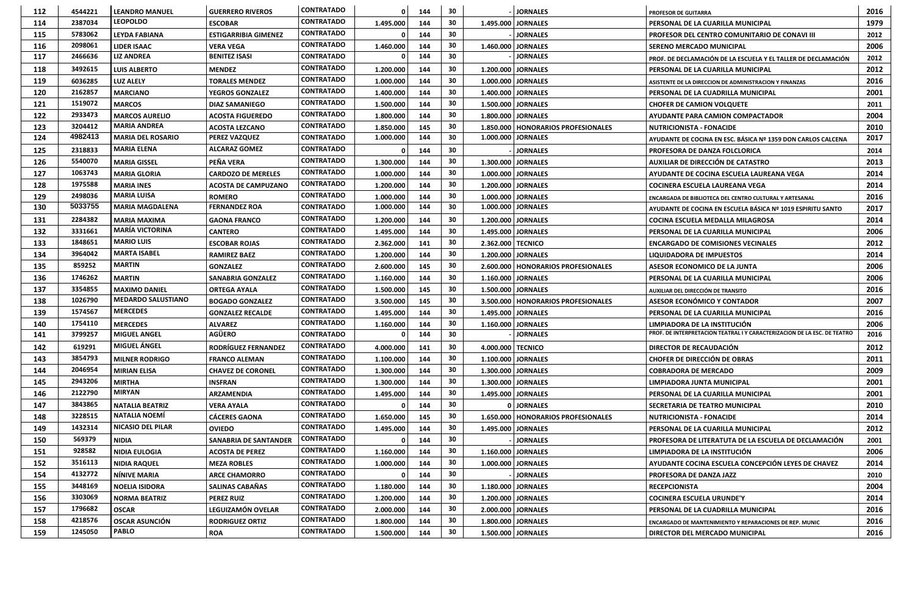| 112 | 4544221 | LEANDRO MANUEL | GUERRERO RIVEROS | CONTRATADO | 0 | 144 | 30 | - | JORNALES | PROFESOR DE GUITARRA | 2016 |
|---|---|---|---|---|---|---|---|---|---|---|---|
| 114 | 2387034 | LEOPOLDO | ESCOBAR | CONTRATADO | 1.495.000 | 144 | 30 | 1.495.000 | JORNALES | PERSONAL DE LA CUARILLA MUNICIPAL | 1979 |
| 115 | 5783062 | LEYDA FABIANA | ESTIGARRIBIA GIMENEZ | CONTRATADO | 0 | 144 | 30 | - | JORNALES | PROFESOR DEL CENTRO COMUNITARIO DE CONAVI III | 2012 |
| 116 | 2098061 | LIDER ISAAC | VERA VEGA | CONTRATADO | 1.460.000 | 144 | 30 | 1.460.000 | JORNALES | SERENO MERCADO MUNICIPAL | 2006 |
| 117 | 2466636 | LIZ ANDREA | BENITEZ ISASI | CONTRATADO | 0 | 144 | 30 | - | JORNALES | PROF. DE DECLAMACIÓN DE LA ESCUELA Y EL TALLER DE DECLAMACIÓN | 2012 |
| 118 | 3492615 | LUIS ALBERTO | MENDEZ | CONTRATADO | 1.200.000 | 144 | 30 | 1.200.000 | JORNALES | PERSONAL DE LA CUARILLA MUNICIPAL | 2012 |
| 119 | 6036285 | LUZ ALELY | TORALES MENDEZ | CONTRATADO | 1.000.000 | 144 | 30 | 1.000.000 | JORNALES | ASISTENTE DE LA DIRECCION DE ADMINISTRACION Y FINANZAS | 2016 |
| 120 | 2162857 | MARCIANO | YEGROS GONZALEZ | CONTRATADO | 1.400.000 | 144 | 30 | 1.400.000 | JORNALES | PERSONAL DE LA CUADRILLA MUNICIPAL | 2001 |
| 121 | 1519072 | MARCOS | DIAZ SAMANIEGO | CONTRATADO | 1.500.000 | 144 | 30 | 1.500.000 | JORNALES | CHOFER DE CAMION VOLQUETE | 2011 |
| 122 | 2933473 | MARCOS AURELIO | ACOSTA FIGUEREDO | CONTRATADO | 1.800.000 | 144 | 30 | 1.800.000 | JORNALES | AYUDANTE PARA CAMION COMPACTADOR | 2004 |
| 123 | 3204412 | MARIA ANDREA | ACOSTA LEZCANO | CONTRATADO | 1.850.000 | 145 | 30 | 1.850.000 | HONORARIOS PROFESIONALES | NUTRICIONISTA - FONACIDE | 2010 |
| 124 | 4982413 | MARIA DEL ROSARIO | PEREZ VAZQUEZ | CONTRATADO | 1.000.000 | 144 | 30 | 1.000.000 | JORNALES | AYUDANTE DE COCINA EN ESC. BÁSICA Nº 1359 DON CARLOS CALCENA | 2017 |
| 125 | 2318833 | MARIA ELENA | ALCARAZ GOMEZ | CONTRATADO | 0 | 144 | 30 | - | JORNALES | PROFESORA DE DANZA FOLCLORICA | 2014 |
| 126 | 5540070 | MARIA GISSEL | PEÑA VERA | CONTRATADO | 1.300.000 | 144 | 30 | 1.300.000 | JORNALES | AUXILIAR DE DIRECCIÓN DE CATASTRO | 2013 |
| 127 | 1063743 | MARIA GLORIA | CARDOZO DE MERELES | CONTRATADO | 1.000.000 | 144 | 30 | 1.000.000 | JORNALES | AYUDANTE DE COCINA ESCUELA LAUREANA VEGA | 2014 |
| 128 | 1975588 | MARIA INES | ACOSTA DE CAMPUZANO | CONTRATADO | 1.200.000 | 144 | 30 | 1.200.000 | JORNALES | COCINERA ESCUELA LAUREANA VEGA | 2014 |
| 129 | 2498036 | MARIA LUISA | ROMERO | CONTRATADO | 1.000.000 | 144 | 30 | 1.000.000 | JORNALES | ENCARGADA DE BIBLIOTECA DEL CENTRO CULTURAL Y ARTESANAL | 2016 |
| 130 | 5033755 | MARIA MAGDALENA | FERNANDEZ ROA | CONTRATADO | 1.000.000 | 144 | 30 | 1.000.000 | JORNALES | AYUDANTE DE COCINA EN ESCUELA BÁSICA Nº 1019 ESPIRITU SANTO | 2017 |
| 131 | 2284382 | MARIA MAXIMA | GAONA FRANCO | CONTRATADO | 1.200.000 | 144 | 30 | 1.200.000 | JORNALES | COCINA ESCUELA MEDALLA MILAGROSA | 2014 |
| 132 | 3331661 | MARÍA VICTORINA | CANTERO | CONTRATADO | 1.495.000 | 144 | 30 | 1.495.000 | JORNALES | PERSONAL DE LA CUARILLA MUNICIPAL | 2006 |
| 133 | 1848651 | MARIO LUIS | ESCOBAR ROJAS | CONTRATADO | 2.362.000 | 141 | 30 | 2.362.000 | TECNICO | ENCARGADO DE COMISIONES VECINALES | 2012 |
| 134 | 3964042 | MARTA ISABEL | RAMIREZ BAEZ | CONTRATADO | 1.200.000 | 144 | 30 | 1.200.000 | JORNALES | LIQUIDADORA DE IMPUESTOS | 2014 |
| 135 | 859252 | MARTIN | GONZALEZ | CONTRATADO | 2.600.000 | 145 | 30 | 2.600.000 | HONORARIOS PROFESIONALES | ASESOR ECONOMICO DE LA JUNTA | 2006 |
| 136 | 1746262 | MARTIN | SANABRIA GONZALEZ | CONTRATADO | 1.160.000 | 144 | 30 | 1.160.000 | JORNALES | PERSONAL DE LA CUARILLA MUNICIPAL | 2006 |
| 137 | 3354855 | MAXIMO DANIEL | ORTEGA AYALA | CONTRATADO | 1.500.000 | 145 | 30 | 1.500.000 | JORNALES | AUXILIAR DEL DIRECCIÓN DE TRANSITO | 2016 |
| 138 | 1026790 | MEDARDO SALUSTIANO | BOGADO GONZALEZ | CONTRATADO | 3.500.000 | 145 | 30 | 3.500.000 | HONORARIOS PROFESIONALES | ASESOR ECONÓMICO Y CONTADOR | 2007 |
| 139 | 1574567 | MERCEDES | GONZALEZ RECALDE | CONTRATADO | 1.495.000 | 144 | 30 | 1.495.000 | JORNALES | PERSONAL DE LA CUARILLA MUNICIPAL | 2016 |
| 140 | 1754110 | MERCEDES | ALVAREZ | CONTRATADO | 1.160.000 | 144 | 30 | 1.160.000 | JORNALES | LIMPIADORA DE LA INSTITUCIÓN | 2006 |
| 141 | 3799257 | MIGUEL ANGEL | AGÜERO | CONTRATADO | 0 | 144 | 30 | - | JORNALES | PROF. DE INTERPRETACION TEATRAL I Y CARACTERIZACION DE LA ESC. DE TEATRO | 2016 |
| 142 | 619291 | MIGUEL ÁNGEL | RODRÍGUEZ FERNANDEZ | CONTRATADO | 4.000.000 | 141 | 30 | 4.000.000 | TECNICO | DIRECTOR DE RECAUDACIÓN | 2012 |
| 143 | 3854793 | MILNER RODRIGO | FRANCO ALEMAN | CONTRATADO | 1.100.000 | 144 | 30 | 1.100.000 | JORNALES | CHOFER DE DIRECCIÓN DE OBRAS | 2011 |
| 144 | 2046954 | MIRIAN ELISA | CHAVEZ DE CORONEL | CONTRATADO | 1.300.000 | 144 | 30 | 1.300.000 | JORNALES | COBRADORA DE MERCADO | 2009 |
| 145 | 2943206 | MIRTHA | INSFRAN | CONTRATADO | 1.300.000 | 144 | 30 | 1.300.000 | JORNALES | LIMPIADORA JUNTA MUNICIPAL | 2001 |
| 146 | 2122790 | MIRYAN | ARZAMENDIA | CONTRATADO | 1.495.000 | 144 | 30 | 1.495.000 | JORNALES | PERSONAL DE LA CUARILLA MUNICIPAL | 2001 |
| 147 | 3843865 | NATALIA BEATRIZ | VERA AYALA | CONTRATADO | 0 | 144 | 30 | 0 | JORNALES | SECRETARIA DE TEATRO MUNICIPAL | 2010 |
| 148 | 3228515 | NATALIA NOEMÍ | CÁCERES GAONA | CONTRATADO | 1.650.000 | 145 | 30 | 1.650.000 | HONORARIOS PROFESIONALES | NUTRICIONISTA - FONACIDE | 2014 |
| 149 | 1432314 | NICASIO DEL PILAR | OVIEDO | CONTRATADO | 1.495.000 | 144 | 30 | 1.495.000 | JORNALES | PERSONAL DE LA CUARILLA MUNICIPAL | 2012 |
| 150 | 569379 | NIDIA | SANABRIA DE SANTANDER | CONTRATADO | 0 | 144 | 30 | - | JORNALES | PROFESORA DE LITERATUTA DE LA ESCUELA DE DECLAMACIÓN | 2001 |
| 151 | 928582 | NIDIA EULOGIA | ACOSTA DE PEREZ | CONTRATADO | 1.160.000 | 144 | 30 | 1.160.000 | JORNALES | LIMPIADORA DE LA INSTITUCIÓN | 2006 |
| 152 | 3516113 | NIDIA RAQUEL | MEZA ROBLES | CONTRATADO | 1.000.000 | 144 | 30 | 1.000.000 | JORNALES | AYUDANTE COCINA ESCUELA CONCEPCIÓN LEYES DE CHAVEZ | 2014 |
| 154 | 4132772 | NÍNIVE MARIA | ARCE CHAMORRO | CONTRATADO | 0 | 144 | 30 | - | JORNALES | PROFESORA DE DANZA JAZZ | 2010 |
| 155 | 3448169 | NOELIA ISIDORA | SALINAS CABAÑAS | CONTRATADO | 1.180.000 | 144 | 30 | 1.180.000 | JORNALES | RECEPCIONISTA | 2004 |
| 156 | 3303069 | NORMA BEATRIZ | PEREZ RUIZ | CONTRATADO | 1.200.000 | 144 | 30 | 1.200.000 | JORNALES | COCINERA ESCUELA URUNDE'Y | 2014 |
| 157 | 1796682 | OSCAR | LEGUIZAMÓN OVELAR | CONTRATADO | 2.000.000 | 144 | 30 | 2.000.000 | JORNALES | PERSONAL DE LA CUADRILLA MUNICIPAL | 2016 |
| 158 | 4218576 | OSCAR ASUNCIÓN | RODRIGUEZ ORTIZ | CONTRATADO | 1.800.000 | 144 | 30 | 1.800.000 | JORNALES | ENCARGADO DE MANTENIMIENTO Y REPARACIONES DE REP. MUNIC | 2016 |
| 159 | 1245050 | PABLO | ROA | CONTRATADO | 1.500.000 | 144 | 30 | 1.500.000 | JORNALES | DIRECTOR DEL MERCADO MUNICIPAL | 2016 |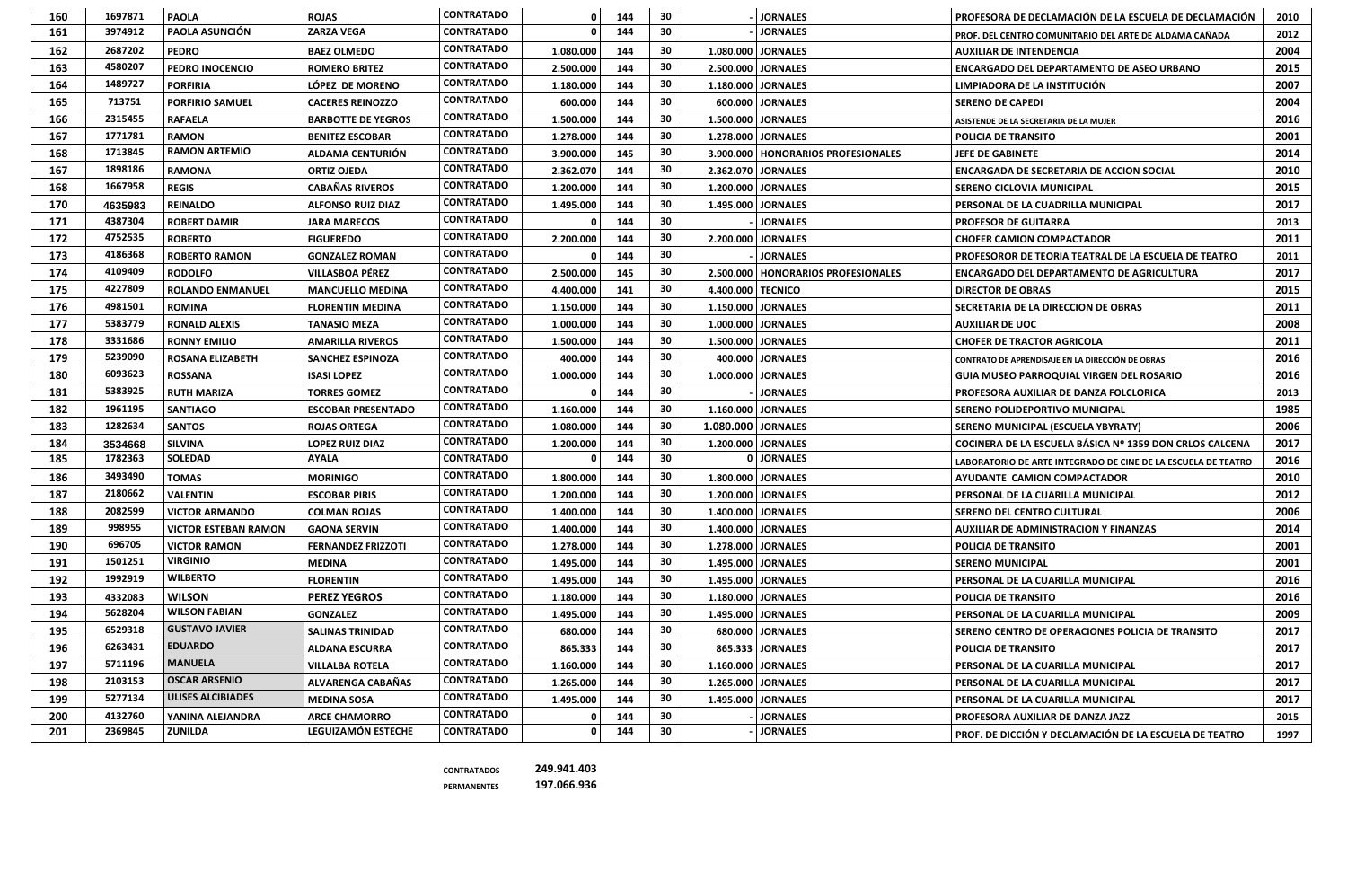| 160 | 1697871 | PAOLA | ROJAS | CONTRATADO | 0 | 144 | 30 | - | JORNALES | PROFESORA DE DECLAMACIÓN DE LA ESCUELA DE DECLAMACIÓN | 2010 |
|---|---|---|---|---|---|---|---|---|---|---|---|
| 161 | 3974912 | PAOLA ASUNCIÓN | ZARZA VEGA | CONTRATADO | 0 | 144 | 30 | - | JORNALES | PROF. DEL CENTRO COMUNITARIO DEL ARTE DE ALDAMA CAÑADA | 2012 |
| 162 | 2687202 | PEDRO | BAEZ OLMEDO | CONTRATADO | 1.080.000 | 144 | 30 | 1.080.000 | JORNALES | AUXILIAR DE INTENDENCIA | 2004 |
| 163 | 4580207 | PEDRO INOCENCIO | ROMERO BRITEZ | CONTRATADO | 2.500.000 | 144 | 30 | 2.500.000 | JORNALES | ENCARGADO DEL DEPARTAMENTO DE ASEO URBANO | 2015 |
| 164 | 1489727 | PORFIRIA | LÓPEZ DE MORENO | CONTRATADO | 1.180.000 | 144 | 30 | 1.180.000 | JORNALES | LIMPIADORA DE LA INSTITUCIÓN | 2007 |
| 165 | 713751 | PORFIRIO SAMUEL | CACERES REINOZZO | CONTRATADO | 600.000 | 144 | 30 | 600.000 | JORNALES | SERENO DE CAPEDI | 2004 |
| 166 | 2315455 | RAFAELA | BARBOTTE DE YEGROS | CONTRATADO | 1.500.000 | 144 | 30 | 1.500.000 | JORNALES | ASISTENDE DE LA SECRETARIA DE LA MUJER | 2016 |
| 167 | 1771781 | RAMON | BENITEZ ESCOBAR | CONTRATADO | 1.278.000 | 144 | 30 | 1.278.000 | JORNALES | POLICIA DE TRANSITO | 2001 |
| 168 | 1713845 | RAMON ARTEMIO | ALDAMA CENTURIÓN | CONTRATADO | 3.900.000 | 145 | 30 | 3.900.000 | HONORARIOS PROFESIONALES | JEFE DE GABINETE | 2014 |
| 167 | 1898186 | RAMONA | ORTIZ OJEDA | CONTRATADO | 2.362.070 | 144 | 30 | 2.362.070 | JORNALES | ENCARGADA DE SECRETARIA DE ACCION SOCIAL | 2010 |
| 168 | 1667958 | REGIS | CABAÑAS RIVEROS | CONTRATADO | 1.200.000 | 144 | 30 | 1.200.000 | JORNALES | SERENO CICLOVIA MUNICIPAL | 2015 |
| 170 | 4635983 | REINALDO | ALFONSO RUIZ DIAZ | CONTRATADO | 1.495.000 | 144 | 30 | 1.495.000 | JORNALES | PERSONAL DE LA CUADRILLA MUNICIPAL | 2017 |
| 171 | 4387304 | ROBERT DAMIR | JARA MARECOS | CONTRATADO | 0 | 144 | 30 | - | JORNALES | PROFESOR DE GUITARRA | 2013 |
| 172 | 4752535 | ROBERTO | FIGUEREDO | CONTRATADO | 2.200.000 | 144 | 30 | 2.200.000 | JORNALES | CHOFER CAMION COMPACTADOR | 2011 |
| 173 | 4186368 | ROBERTO RAMON | GONZALEZ ROMAN | CONTRATADO | 0 | 144 | 30 | - | JORNALES | PROFESOROR DE TEORIA TEATRAL DE LA ESCUELA DE TEATRO | 2011 |
| 174 | 4109409 | RODOLFO | VILLASBOA PÉREZ | CONTRATADO | 2.500.000 | 145 | 30 | 2.500.000 | HONORARIOS PROFESIONALES | ENCARGADO DEL DEPARTAMENTO DE AGRICULTURA | 2017 |
| 175 | 4227809 | ROLANDO ENMANUEL | MANCUELLO MEDINA | CONTRATADO | 4.400.000 | 141 | 30 | 4.400.000 | TECNICO | DIRECTOR DE OBRAS | 2015 |
| 176 | 4981501 | ROMINA | FLORENTIN MEDINA | CONTRATADO | 1.150.000 | 144 | 30 | 1.150.000 | JORNALES | SECRETARIA DE LA DIRECCION DE OBRAS | 2011 |
| 177 | 5383779 | RONALD ALEXIS | TANASIO MEZA | CONTRATADO | 1.000.000 | 144 | 30 | 1.000.000 | JORNALES | AUXILIAR DE UOC | 2008 |
| 178 | 3331686 | RONNY EMILIO | AMARILLA RIVEROS | CONTRATADO | 1.500.000 | 144 | 30 | 1.500.000 | JORNALES | CHOFER DE TRACTOR AGRICOLA | 2011 |
| 179 | 5239090 | ROSANA ELIZABETH | SANCHEZ ESPINOZA | CONTRATADO | 400.000 | 144 | 30 | 400.000 | JORNALES | CONTRATO DE APRENDISAJE EN LA DIRECCIÓN DE OBRAS | 2016 |
| 180 | 6093623 | ROSSANA | ISASI LOPEZ | CONTRATADO | 1.000.000 | 144 | 30 | 1.000.000 | JORNALES | GUIA MUSEO PARROQUIAL VIRGEN DEL ROSARIO | 2016 |
| 181 | 5383925 | RUTH MARIZA | TORRES GOMEZ | CONTRATADO | 0 | 144 | 30 | - | JORNALES | PROFESORA AUXILIAR DE DANZA FOLCLORICA | 2013 |
| 182 | 1961195 | SANTIAGO | ESCOBAR PRESENTADO | CONTRATADO | 1.160.000 | 144 | 30 | 1.160.000 | JORNALES | SERENO POLIDEPORTIVO MUNICIPAL | 1985 |
| 183 | 1282634 | SANTOS | ROJAS ORTEGA | CONTRATADO | 1.080.000 | 144 | 30 | 1.080.000 | JORNALES | SERENO MUNICIPAL (ESCUELA YBYRATY) | 2006 |
| 184 | 3534668 | SILVINA | LOPEZ RUIZ DIAZ | CONTRATADO | 1.200.000 | 144 | 30 | 1.200.000 | JORNALES | COCINERA DE LA ESCUELA BÁSICA Nº 1359 DON CRLOS CALCENA | 2017 |
| 185 | 1782363 | SOLEDAD | AYALA | CONTRATADO | 0 | 144 | 30 | 0 | JORNALES | LABORATORIO DE ARTE INTEGRADO DE CINE DE LA ESCUELA DE TEATRO | 2016 |
| 186 | 3493490 | TOMAS | MORINIGO | CONTRATADO | 1.800.000 | 144 | 30 | 1.800.000 | JORNALES | AYUDANTE CAMION COMPACTADOR | 2010 |
| 187 | 2180662 | VALENTIN | ESCOBAR PIRIS | CONTRATADO | 1.200.000 | 144 | 30 | 1.200.000 | JORNALES | PERSONAL DE LA CUARILLA MUNICIPAL | 2012 |
| 188 | 2082599 | VICTOR ARMANDO | COLMAN ROJAS | CONTRATADO | 1.400.000 | 144 | 30 | 1.400.000 | JORNALES | SERENO DEL CENTRO CULTURAL | 2006 |
| 189 | 998955 | VICTOR ESTEBAN RAMON | GAONA SERVIN | CONTRATADO | 1.400.000 | 144 | 30 | 1.400.000 | JORNALES | AUXILIAR DE ADMINISTRACION Y FINANZAS | 2014 |
| 190 | 696705 | VICTOR RAMON | FERNANDEZ FRIZZOTI | CONTRATADO | 1.278.000 | 144 | 30 | 1.278.000 | JORNALES | POLICIA DE TRANSITO | 2001 |
| 191 | 1501251 | VIRGINIO | MEDINA | CONTRATADO | 1.495.000 | 144 | 30 | 1.495.000 | JORNALES | SERENO MUNICIPAL | 2001 |
| 192 | 1992919 | WILBERTO | FLORENTIN | CONTRATADO | 1.495.000 | 144 | 30 | 1.495.000 | JORNALES | PERSONAL DE LA CUARILLA MUNICIPAL | 2016 |
| 193 | 4332083 | WILSON | PEREZ YEGROS | CONTRATADO | 1.180.000 | 144 | 30 | 1.180.000 | JORNALES | POLICIA DE TRANSITO | 2016 |
| 194 | 5628204 | WILSON FABIAN | GONZALEZ | CONTRATADO | 1.495.000 | 144 | 30 | 1.495.000 | JORNALES | PERSONAL DE LA CUARILLA MUNICIPAL | 2009 |
| 195 | 6529318 | GUSTAVO JAVIER | SALINAS TRINIDAD | CONTRATADO | 680.000 | 144 | 30 | 680.000 | JORNALES | SERENO CENTRO DE OPERACIONES POLICIA DE TRANSITO | 2017 |
| 196 | 6263431 | EDUARDO | ALDANA ESCURRA | CONTRATADO | 865.333 | 144 | 30 | 865.333 | JORNALES | POLICIA DE TRANSITO | 2017 |
| 197 | 5711196 | MANUELA | VILLALBA ROTELA | CONTRATADO | 1.160.000 | 144 | 30 | 1.160.000 | JORNALES | PERSONAL DE LA CUARILLA MUNICIPAL | 2017 |
| 198 | 2103153 | OSCAR ARSENIO | ALVARENGA CABAÑAS | CONTRATADO | 1.265.000 | 144 | 30 | 1.265.000 | JORNALES | PERSONAL DE LA CUARILLA MUNICIPAL | 2017 |
| 199 | 5277134 | ULISES ALCIBIADES | MEDINA SOSA | CONTRATADO | 1.495.000 | 144 | 30 | 1.495.000 | JORNALES | PERSONAL DE LA CUARILLA MUNICIPAL | 2017 |
| 200 | 4132760 | YANINA ALEJANDRA | ARCE CHAMORRO | CONTRATADO | 0 | 144 | 30 | - | JORNALES | PROFESORA AUXILIAR DE DANZA JAZZ | 2015 |
| 201 | 2369845 | ZUNILDA | LEGUIZAMÓN ESTECHE | CONTRATADO | 0 | 144 | 30 | - | JORNALES | PROF. DE DICCIÓN Y DECLAMACIÓN DE LA ESCUELA DE TEATRO | 1997 |

| | |
|---|---|
| CONTRATADOS | 249.941.403 |
| PERMANENTES | 197.066.936 |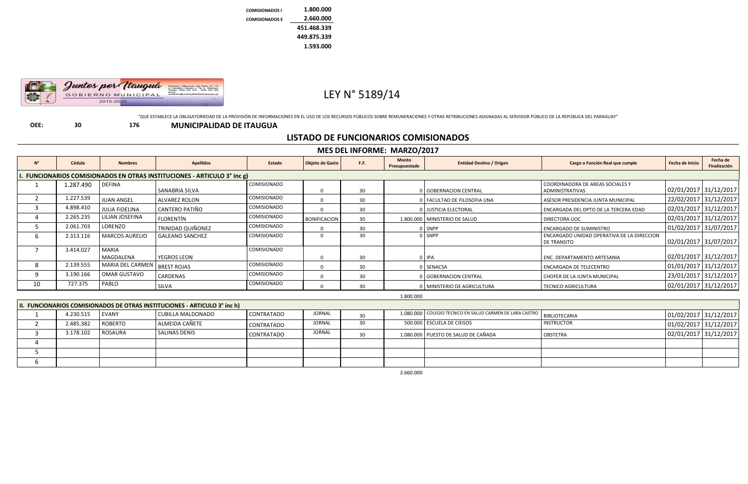| | |
|---|---|
| **COMISIONADOS I** | **1.800.000** |
| **COMISIONADOS E** | **2.660.000** |
| | **451.468.339** |
| | **449.875.339** |
| | **1.593.000** |

Juntos por Itauguá
GOBIERNO MUNICIPAL
2015-2020

# LEY N° 5189/14

"QUE ESTABLECE LA OBLIGATORIEDAD DE LA PROVISIÓN DE INFORMACIONES EN EL USO DE LOS RECURSOS PÚBLICOS SOBRE REMUNERACIONES Y OTRAS RETRIBUCIONES ASIGNADAS AL SERVIDOR PÚBLICO DE LA REPÚBLICA DEL PARAGUAY"

**OEE:** 30 176 **MUNICIPALIDAD DE ITAUGUA**

## LISTADO DE FUNCIONARIOS COMISIONADOS

### MES DEL INFORME: MARZO/2017

| N° | Cédula | Nombres | Apellidos | Estado | Objeto de Gasto | F.F. | Monto Presupuestado | Entidad Destino / Origen | Cargo o Función Real que cumple | Fecha de Inicio | Fecha de Finalización |
|---|---|---|---|---|---|---|---|---|---|---|---|
| **I. FUNCIONARIOS COMISIONADOS EN OTRAS INSTITUCIONES - ARTICULO 3° inc g)** | | | | | | | | | | | |
| 1 | 1.287.490 | DEFINA | SANABRIA SILVA | COMISIONADO | 0 | 30 | 0 | GOBERNACION CENTRAL | COORDINADORA DE AREAS SOCIALES Y ADMINISTRATIVAS | 02/01/2017 | 31/12/2017 |
| 2 | 1.227.539 | JUAN ANGEL | ALVAREZ ROLON | COMISIONADO | 0 | 30 | 0 | FACULTAD DE FILOSOFIA UNA | ASESOR PRESIDENCIA JUNTA MUNICIPAL | 22/02/2017 | 31/12/2017 |
| 3 | 4.898.410 | JULIA FIDELINA | CANTERO PATIÑO | COMISIONADO | 0 | 30 | 0 | JUSTICIA ELECTORAL | ENCARGADA DEL DPTO DE LA TERCERA EDAD | 02/01/2017 | 31/12/2017 |
| 4 | 2.265.235 | LILIAN JOSEFINA | FLORENTÍN | COMISIONADO | BONIFICACION | 30 | 1.800.000 | MINISTERIO DE SALUD | DIRECTORA UOC | 02/01/2017 | 31/12/2017 |
| 5 | 2.061.703 | LORENZO | TRINIDAD QUIÑONEZ | COMISIONADO | 0 | 30 | 0 | SNPP | ENCARGADO DE SUMINISTRO | 01/02/2017 | 31/07/2017 |
| 6 | 2.313.116 | MARCOS AURELIO | GALEANO SANCHEZ | COMISIONADO | 0 | 30 | 0 | SNPP | ENCARGADO UNIDAD OPERATIVA DE LA DIRECCION DE TRANSITO | 02/01/2017 | 31/07/2017 |
| 7 | 3.414.027 | MARIA MAGDALENA | YEGROS LEON | COMISIONADO | 0 | 30 | 0 | IPA | ENC. DEPARTAMENTO ARTESANIA | 02/01/2017 | 31/12/2017 |
| 8 | 2.139.555 | MARIA DEL CARMEN | BREST ROJAS | COMISIONADO | 0 | 30 | 0 | SENACSA | ENCARGADA DE TELECENTRO | 01/01/2017 | 31/12/2017 |
| 9 | 3.190.166 | OMAR GUSTAVO | CARDENAS | COMISIONADO | 0 | 30 | 0 | GOBERNACION CENTRAL | CHOFER DE LA JUNTA MUNICIPAL | 23/01/2017 | 31/12/2017 |
| 10 | 727.375 | PABLO | SILVA | COMISIONADO | 0 | 30 | 0 | MINISTERIO DE AGRICULTURA | TECNICO AGRICULTURA | 02/01/2017 | 31/12/2017 |
| | | | | | | | 1.800.000 | | | | |

| N° | Cédula | Nombres | Apellidos | Estado | Objeto de Gasto | F.F. | Monto Presupuestado | Entidad Destino / Origen | Cargo o Función Real que cumple | Fecha de Inicio | Fecha de Finalización |
|---|---|---|---|---|---|---|---|---|---|---|---|
| **II. FUNCIONARIOS COMISIONADOS DE OTRAS INSTITUCIONES - ARTICULO 3° inc h)** | | | | | | | | | | | |
| 1 | 4.230.515 | EVANY | CUBILLA MALDONADO | CONTRATADO | JORNAL | 30 | 1.080.000 | COLEGIO TECNICO EN SALUD CARMEN DE LARA CASTRO | BIBLIOTECARIA | 01/02/2017 | 31/12/2017 |
| 2 | 2.485.382 | ROBERTO | ALMEIDA CAÑETE | CONTRATADO | JORNAL | 30 | 500.000 | ESCUELA DE CIEGOS | INSTRUCTOR | 01/02/2017 | 31/12/2017 |
| 3 | 3.178.102 | ROSAURA | SALINAS DENIS | CONTRATADO | JORNAL | 30 | 1.080.000 | PUESTO DE SALUD DE CAÑADA | OBSTETRA | 02/01/2017 | 31/12/2017 |
| 4 | | | | | | | | | | | |
| 5 | | | | | | | | | | | |
| 6 | | | | | | | | | | | |
| | | | | | | | 2.660.000 | | | | |